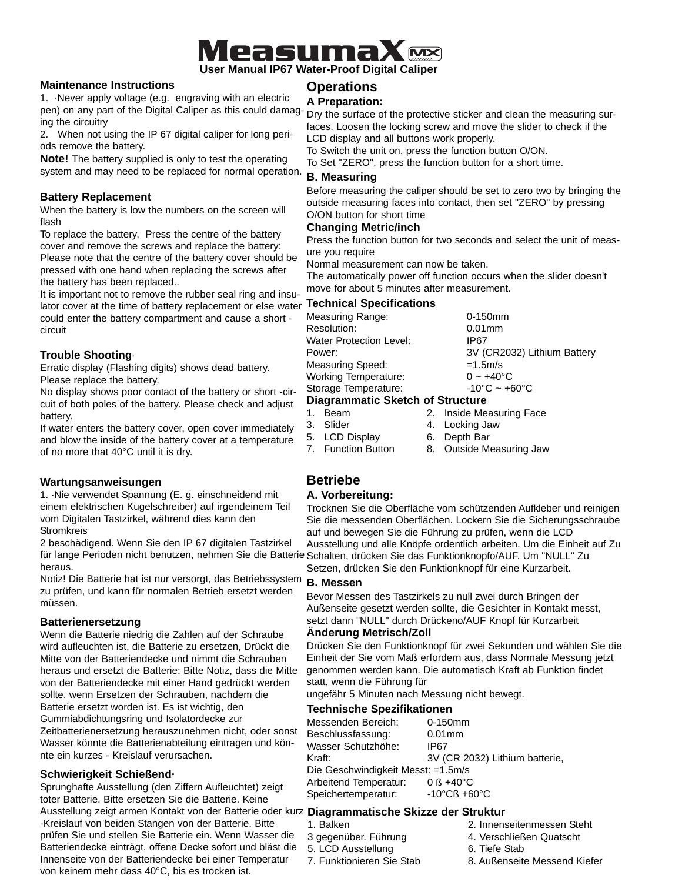# MeasumaX

**User Manual IP67 Water-Proof Digital Caliper**

## Maintenance Instructions

1. ·Never apply voltage (e.g. engraving with an electric pen) on any part of the Digital Caliper as this could damaging the circuitry
2. When not using the IP 67 digital caliper for long periods remove the battery.

**Note!** The battery supplied is only to test the operating system and may need to be replaced for normal operation.

## Battery Replacement

When the battery is low the numbers on the screen will flash

To replace the battery, Press the centre of the battery cover and remove the screws and replace the battery: Please note that the centre of the battery cover should be pressed with one hand when replacing the screws after the battery has been replaced..

It is important not to remove the rubber seal ring and insulator cover at the time of battery replacement or else water could enter the battery compartment and cause a short - circuit

## Trouble Shooting·

Erratic display (Flashing digits) shows dead battery. Please replace the battery.

No display shows poor contact of the battery or short -circuit of both poles of the battery. Please check and adjust battery.

If water enters the battery cover, open cover immediately and blow the inside of the battery cover at a temperature of no more that 40°C until it is dry.

## Operations

### A Preparation:

Dry the surface of the protective sticker and clean the measuring surfaces. Loosen the locking screw and move the slider to check if the LCD display and all buttons work properly.

To Switch the unit on, press the function button O/ON.

To Set "ZERO", press the function button for a short time.

### B. Measuring

Before measuring the caliper should be set to zero two by bringing the outside measuring faces into contact, then set "ZERO" by pressing O/ON button for short time

### Changing Metric/inch

Press the function button for two seconds and select the unit of measure you require

Normal measurement can now be taken.

The automatically power off function occurs when the slider doesn't move for about 5 minutes after measurement.

### Technical Specifications

| | |
|---|---|
| Measuring Range: | 0-150mm |
| Resolution: | 0.01mm |
| Water Protection Level: | IP67 |
| Power: | 3V (CR2032) Lithium Battery |
| Measuring Speed: | =1.5m/s |
| Working Temperature: | 0 ~ +40°C |
| Storage Temperature: | -10°C ~ +60°C |

### Diagrammatic Sketch of Structure

1. Beam
2. Inside Measuring Face
3. Slider
4. Locking Jaw
5. LCD Display
6. Depth Bar
7. Function Button
8. Outside Measuring Jaw

## Wartungsanweisungen

1. ·Nie verwendet Spannung (E. g. einschneidend mit einem elektrischen Kugelschreiber) auf irgendeinem Teil vom Digitalen Tastzirkel, während dies kann den Stromkreis

2 beschädigend. Wenn Sie den IP 67 digitalen Tastzirkel für lange Perioden nicht benutzen, nehmen Sie die Batterie heraus.

Notiz! Die Batterie hat ist nur versorgt, das Betriebssystem zu prüfen, und kann für normalen Betrieb ersetzt werden müssen.

## Batterienersetzung

Wenn die Batterie niedrig die Zahlen auf der Schraube wird aufleuchten ist, die Batterie zu ersetzen, Drückt die Mitte von der Batteriendecke und nimmt die Schrauben heraus und ersetzt die Batterie: Bitte Notiz, dass die Mitte von der Batteriendecke mit einer Hand gedrückt werden sollte, wenn Ersetzen der Schrauben, nachdem die Batterie ersetzt worden ist. Es ist wichtig, den Gummiabdichtungsring und Isolatordecke zur Zeitbatterienersetzung herauszunehmen nicht, oder sonst Wasser könnte die Batterienabteilung eintragen und könnte ein kurzes - Kreislauf verursachen.

## Schwierigkeit Schießend·

Sprunghafte Ausstellung (den Ziffern Aufleuchtet) zeigt toter Batterie. Bitte ersetzen Sie die Batterie. Keine Ausstellung zeigt armen Kontakt von der Batterie oder kurz -Kreislauf von beiden Stangen von der Batterie. Bitte prüfen Sie und stellen Sie Batterie ein. Wenn Wasser die Batteriendecke einträgt, offene Decke sofort und bläst die Innenseite von der Batteriendecke bei einer Temperatur von keinem mehr dass 40°C, bis es trocken ist.

## Betriebe

### A. Vorbereitung:

Trocknen Sie die Oberfläche vom schützenden Aufkleber und reinigen Sie die messenden Oberflächen. Lockern Sie die Sicherungsschraube auf und bewegen Sie die Führung zu prüfen, wenn die LCD Ausstellung und alle Knöpfe ordentlich arbeiten. Um die Einheit auf Zu Schalten, drücken Sie das Funktionknopfo/AUF. Um "NULL" Zu Setzen, drücken Sie den Funktionknopf für eine Kurzarbeit.

### B. Messen

Bevor Messen des Tastzirkels zu null zwei durch Bringen der Außenseite gesetzt werden sollte, die Gesichter in Kontakt messt, setzt dann "NULL" durch Drückeno/AUF Knopf für Kurzarbeit

### Änderung Metrisch/Zoll

Drücken Sie den Funktionknopf für zwei Sekunden und wählen Sie die Einheit der Sie vom Maß erfordern aus, dass Normale Messung jetzt genommen werden kann. Die automatisch Kraft ab Funktion findet statt, wenn die Führung für ungefähr 5 Minuten nach Messung nicht bewegt.

### Technische Spezifikationen

| | |
|---|---|
| Messenden Bereich: | 0-150mm |
| Beschlussfassung: | 0.01mm |
| Wasser Schutzhöhe: | IP67 |
| Kraft: | 3V (CR 2032) Lithium batterie, |
| Die Geschwindigkeit Messt: | =1.5m/s |
| Arbeitend Temperatur: | 0 ß +40°C |
| Speichertemperatur: | -10°Cß +60°C |

### Diagrammatische Skizze der Struktur

1. Balken
2. Innenseitenmessen Steht
3. gegenüber. Führung
4. Verschließen Quatscht
5. LCD Ausstellung
6. Tiefe Stab
7. Funktionieren Sie Stab
8. Außenseite Messend Kiefer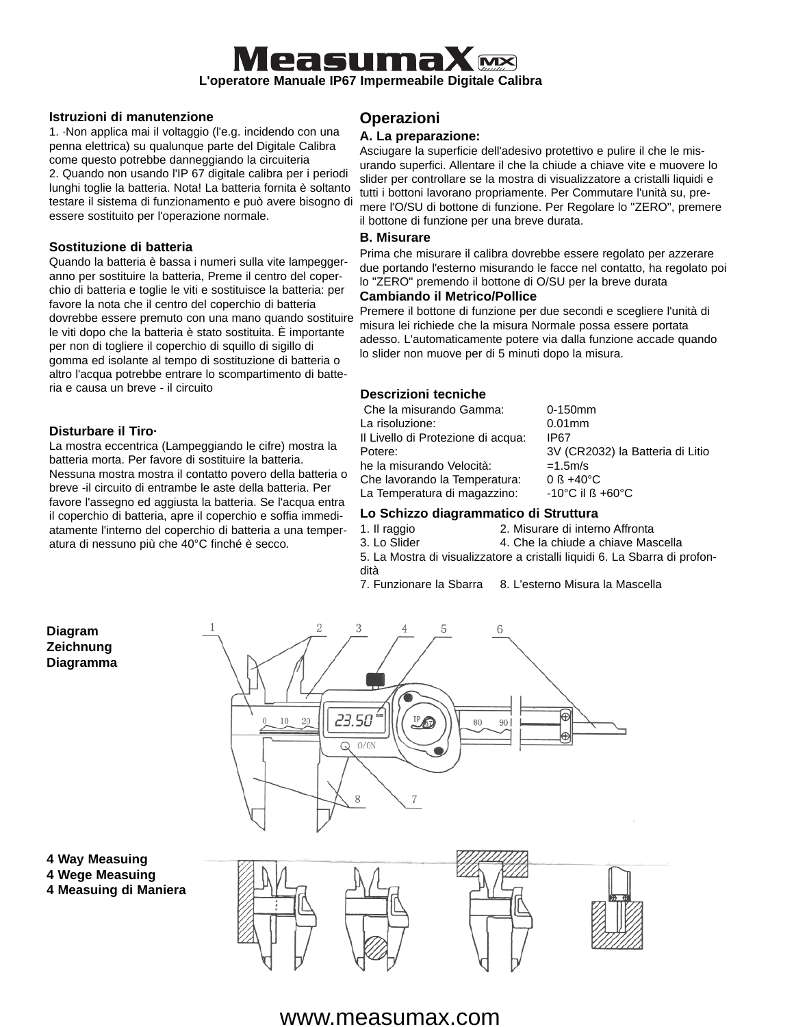# MeasumaX

**L'operatore Manuale IP67 Impermeabile Digitale Calibra**

### Istruzioni di manutenzione

1. ·Non applica mai il voltaggio (l'e.g. incidendo con una penna elettrica) su qualunque parte del Digitale Calibra come questo potrebbe danneggiando la circuiteria
2. Quando non usando l'IP 67 digitale calibra per i periodi lunghi toglie la batteria. Nota! La batteria fornita è soltanto testare il sistema di funzionamento e può avere bisogno di essere sostituito per l'operazione normale.

### Sostituzione di batteria

Quando la batteria è bassa i numeri sulla vite lampegger-anno per sostituire la batteria, Preme il centro del coper-chio di batteria e toglie le viti e sostituisce la batteria: per favore la nota che il centro del coperchio di batteria dovrebbe essere premuto con una mano quando sostituire le viti dopo che la batteria è stato sostituita. È importante per non di togliere il coperchio di squillo di sigillo di gomma ed isolante al tempo di sostituzione di batteria o altro l'acqua potrebbe entrare lo scompartimento di batte-ria e causa un breve - il circuito

### Disturbare il Tiro·

La mostra eccentrica (Lampeggiando le cifre) mostra la batteria morta. Per favore di sostituire la batteria. Nessuna mostra mostra il contatto povero della batteria o breve -il circuito di entrambe le aste della batteria. Per favore l'assegno ed aggiusta la batteria. Se l'acqua entra il coperchio di batteria, apre il coperchio e soffia immedi-atamente l'interno del coperchio di batteria a una temper-atura di nessuno più che 40°C finché è secco.

## Operazioni

### A. La preparazione:

Asciugare la superficie dell'adesivo protettivo e pulire il che le mis-urando superfici. Allentare il che la chiude a chiave vite e muovere lo slider per controllare se la mostra di visualizzatore a cristalli liquidi e tutti i bottoni lavorano propriamente. Per Commutare l'unità su, pre-mere l'O/SU di bottone di funzione. Per Regolare lo "ZERO", premere il bottone di funzione per una breve durata.

### B. Misurare

Prima che misurare il calibra dovrebbe essere regolato per azzerare due portando l'esterno misurando le facce nel contatto, ha regolato poi lo "ZERO" premendo il bottone di O/SU per la breve durata

### Cambiando il Metrico/Pollice

Premere il bottone di funzione per due secondi e scegliere l'unità di misura lei richiede che la misura Normale possa essere portata adesso. L'automaticamente potere via dalla funzione accade quando lo slider non muove per di 5 minuti dopo la misura.

### Descrizioni tecniche

| | |
|---|---|
| Che la misurando Gamma: | 0-150mm |
| La risoluzione: | 0.01mm |
| Il Livello di Protezione di acqua: | IP67 |
| Potere: | 3V (CR2032) la Batteria di Litio |
| he la misurando Velocità: | =1.5m/s |
| Che lavorando la Temperatura: | 0 ß +40°C |
| La Temperatura di magazzino: | -10°C il ß +60°C |

### Lo Schizzo diagrammatico di Struttura

1. Il raggio 2. Misurare di interno Affronta
3. Lo Slider 4. Che la chiude a chiave Mascella
5. La Mostra di visualizzatore a cristalli liquidi 6. La Sbarra di profon-dità
7. Funzionare la Sbarra 8. L'esterno Misura la Mascella

**Diagram**
**Zeichnung**
**Diagramma**

1 2 3 4 5 6
0 10 20
23.50 mm
IP 67
80 90
O/ON
8 7

**4 Way Measuing**
**4 Wege Measuing**
**4 Measuing di Maniera**

www.measumax.com